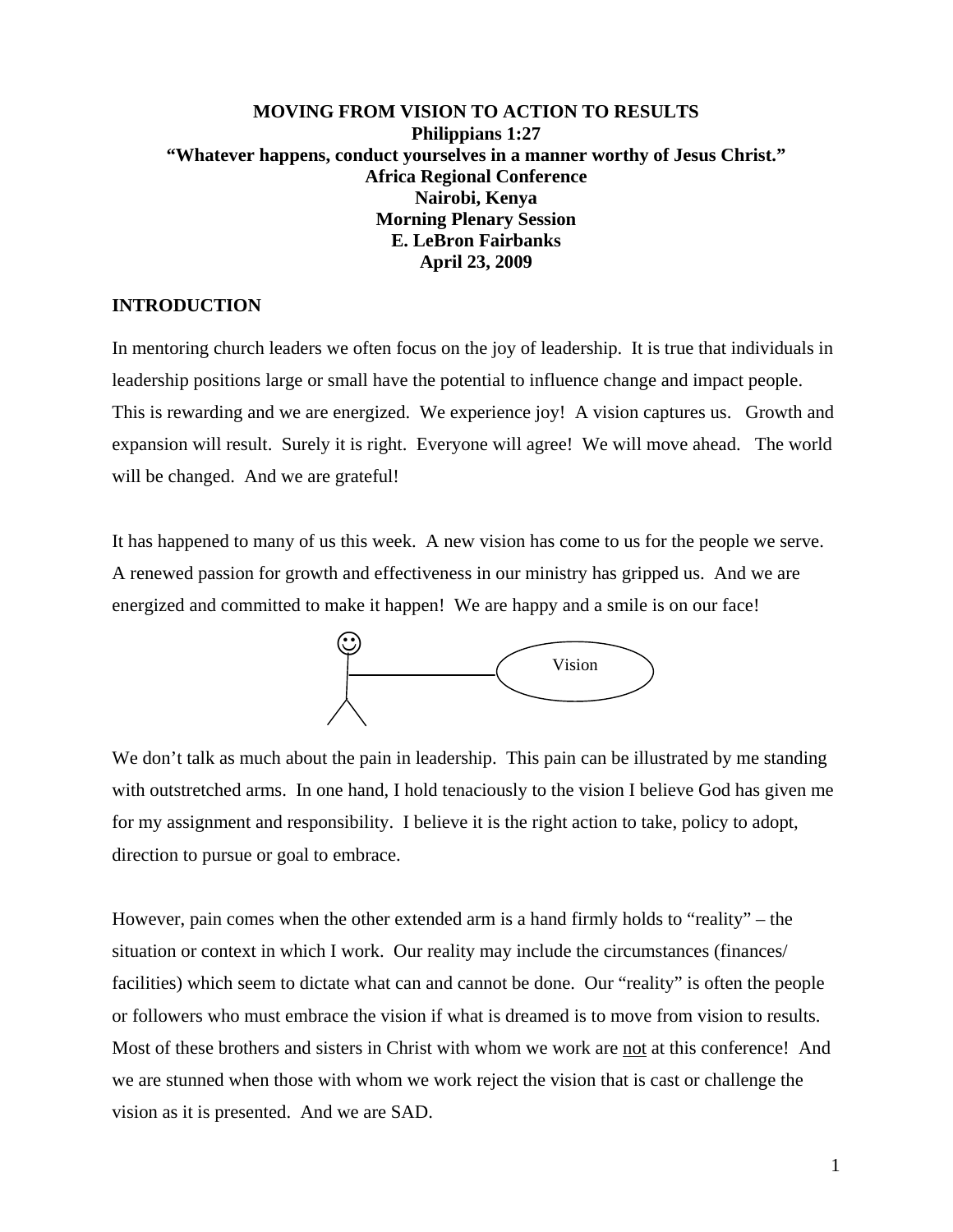**MOVING FROM VISION TO ACTION TO RESULTS**
**Philippians 1:27**
**"Whatever happens, conduct yourselves in a manner worthy of Jesus Christ."**
**Africa Regional Conference**
**Nairobi, Kenya**
**Morning Plenary Session**
**E. LeBron Fairbanks**
**April 23, 2009**

## INTRODUCTION

In mentoring church leaders we often focus on the joy of leadership. It is true that individuals in leadership positions large or small have the potential to influence change and impact people. This is rewarding and we are energized. We experience joy! A vision captures us. Growth and expansion will result. Surely it is right. Everyone will agree! We will move ahead. The world will be changed. And we are grateful!

It has happened to many of us this week. A new vision has come to us for the people we serve. A renewed passion for growth and effectiveness in our ministry has gripped us. And we are energized and committed to make it happen! We are happy and a smile is on our face!

Vision

We don't talk as much about the pain in leadership. This pain can be illustrated by me standing with outstretched arms. In one hand, I hold tenaciously to the vision I believe God has given me for my assignment and responsibility. I believe it is the right action to take, policy to adopt, direction to pursue or goal to embrace.

However, pain comes when the other extended arm is a hand firmly holds to "reality" – the situation or context in which I work. Our reality may include the circumstances (finances/ facilities) which seem to dictate what can and cannot be done. Our "reality" is often the people or followers who must embrace the vision if what is dreamed is to move from vision to results. Most of these brothers and sisters in Christ with whom we work are <u>not</u> at this conference! And we are stunned when those with whom we work reject the vision that is cast or challenge the vision as it is presented. And we are SAD.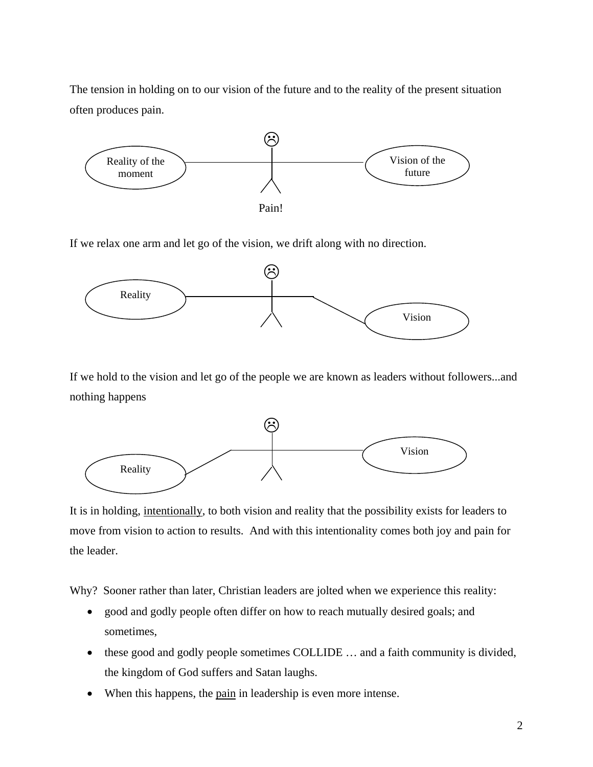The tension in holding on to our vision of the future and to the reality of the present situation often produces pain.

Reality of the moment — Vision of the future

Pain!

If we relax one arm and let go of the vision, we drift along with no direction.

Reality — Vision

If we hold to the vision and let go of the people we are known as leaders without followers...and nothing happens

Vision — Reality

It is in holding, <u>intentionally</u>, to both vision and reality that the possibility exists for leaders to move from vision to action to results.  And with this intentionality comes both joy and pain for the leader.

Why?  Sooner rather than later, Christian leaders are jolted when we experience this reality:

- good and godly people often differ on how to reach mutually desired goals; and sometimes,
- these good and godly people sometimes COLLIDE … and a faith community is divided, the kingdom of God suffers and Satan laughs.
- When this happens, the <u>pain</u> in leadership is even more intense.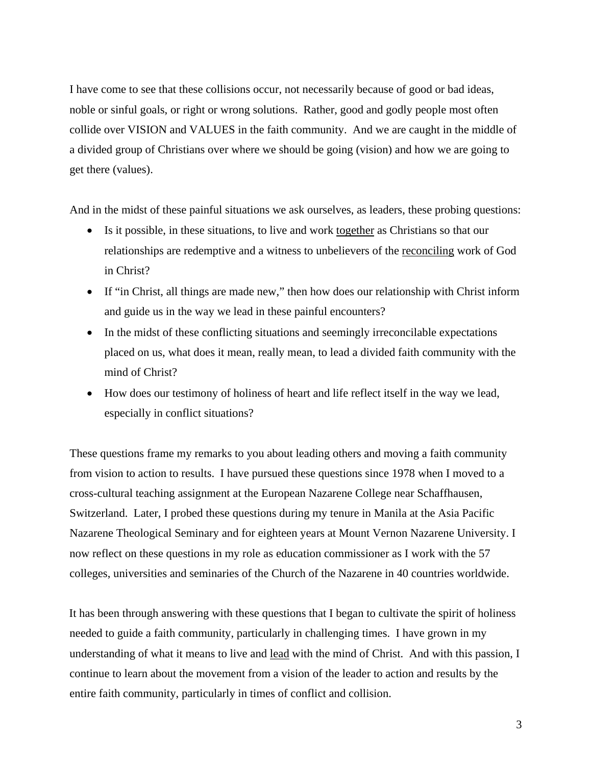I have come to see that these collisions occur, not necessarily because of good or bad ideas, noble or sinful goals, or right or wrong solutions. Rather, good and godly people most often collide over VISION and VALUES in the faith community. And we are caught in the middle of a divided group of Christians over where we should be going (vision) and how we are going to get there (values).

And in the midst of these painful situations we ask ourselves, as leaders, these probing questions:

- Is it possible, in these situations, to live and work <u>together</u> as Christians so that our relationships are redemptive and a witness to unbelievers of the <u>reconciling</u> work of God in Christ?
- If "in Christ, all things are made new," then how does our relationship with Christ inform and guide us in the way we lead in these painful encounters?
- In the midst of these conflicting situations and seemingly irreconcilable expectations placed on us, what does it mean, really mean, to lead a divided faith community with the mind of Christ?
- How does our testimony of holiness of heart and life reflect itself in the way we lead, especially in conflict situations?

These questions frame my remarks to you about leading others and moving a faith community from vision to action to results. I have pursued these questions since 1978 when I moved to a cross-cultural teaching assignment at the European Nazarene College near Schaffhausen, Switzerland. Later, I probed these questions during my tenure in Manila at the Asia Pacific Nazarene Theological Seminary and for eighteen years at Mount Vernon Nazarene University. I now reflect on these questions in my role as education commissioner as I work with the 57 colleges, universities and seminaries of the Church of the Nazarene in 40 countries worldwide.

It has been through answering with these questions that I began to cultivate the spirit of holiness needed to guide a faith community, particularly in challenging times. I have grown in my understanding of what it means to live and <u>lead</u> with the mind of Christ. And with this passion, I continue to learn about the movement from a vision of the leader to action and results by the entire faith community, particularly in times of conflict and collision.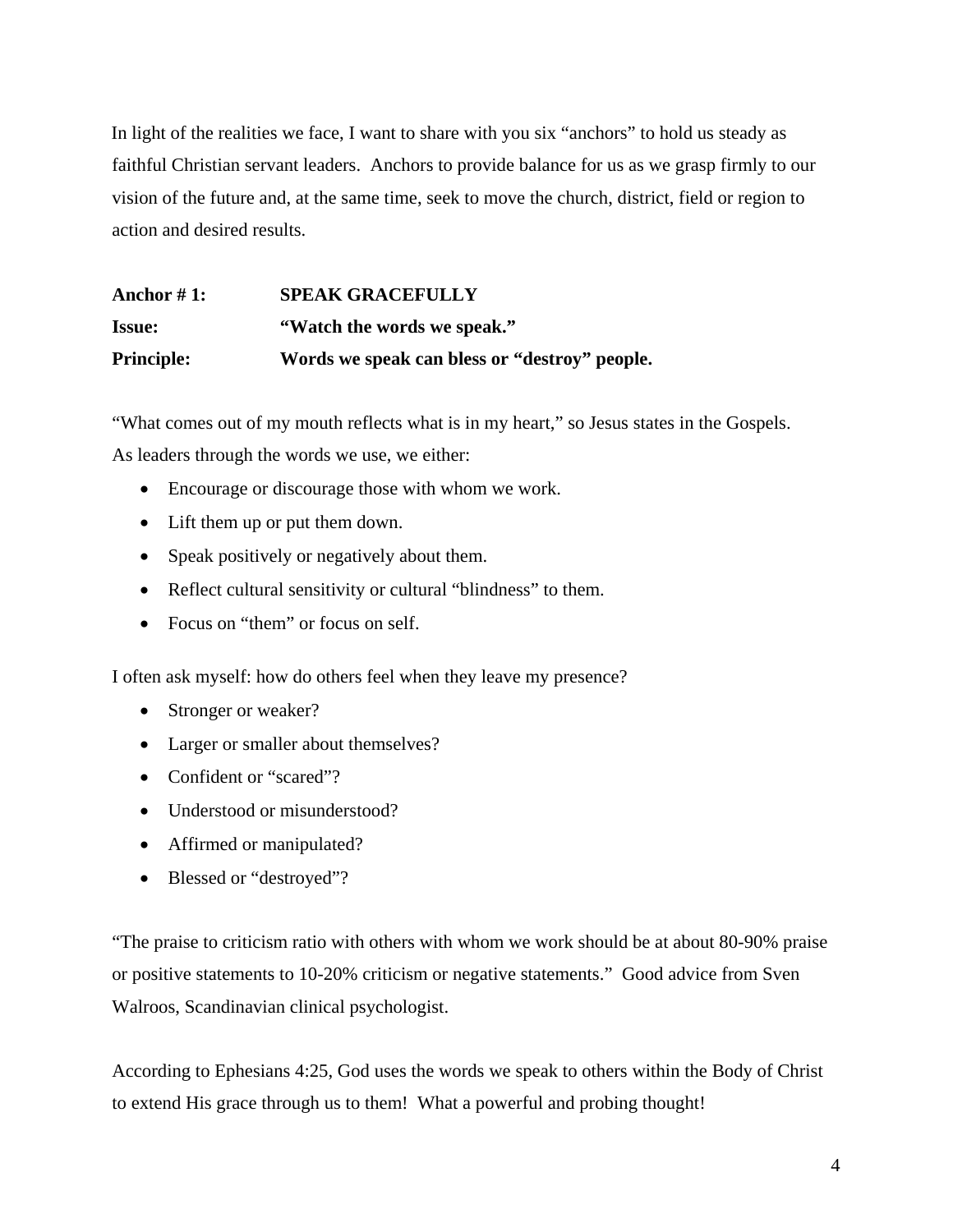In light of the realities we face, I want to share with you six "anchors" to hold us steady as faithful Christian servant leaders. Anchors to provide balance for us as we grasp firmly to our vision of the future and, at the same time, seek to move the church, district, field or region to action and desired results.

**Anchor # 1:** **SPEAK GRACEFULLY**
**Issue:** **"Watch the words we speak."**
**Principle:** **Words we speak can bless or "destroy" people.**

"What comes out of my mouth reflects what is in my heart," so Jesus states in the Gospels. As leaders through the words we use, we either:

- Encourage or discourage those with whom we work.
- Lift them up or put them down.
- Speak positively or negatively about them.
- Reflect cultural sensitivity or cultural "blindness" to them.
- Focus on "them" or focus on self.

I often ask myself: how do others feel when they leave my presence?

- Stronger or weaker?
- Larger or smaller about themselves?
- Confident or "scared"?
- Understood or misunderstood?
- Affirmed or manipulated?
- Blessed or "destroyed"?

"The praise to criticism ratio with others with whom we work should be at about 80-90% praise or positive statements to 10-20% criticism or negative statements." Good advice from Sven Walroos, Scandinavian clinical psychologist.

According to Ephesians 4:25, God uses the words we speak to others within the Body of Christ to extend His grace through us to them! What a powerful and probing thought!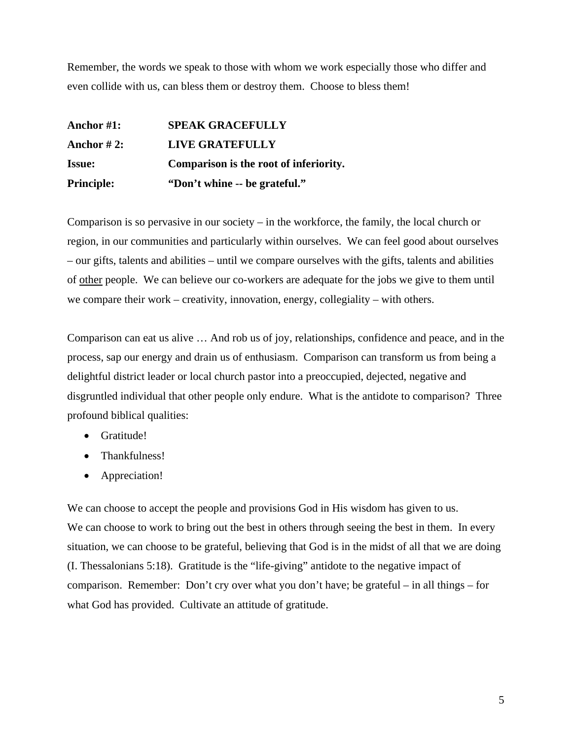Remember, the words we speak to those with whom we work especially those who differ and even collide with us, can bless them or destroy them. Choose to bless them!

**Anchor #1:** **SPEAK GRACEFULLY**

**Anchor # 2:** **LIVE GRATEFULLY**

**Issue:** **Comparison is the root of inferiority.**

**Principle:** **"Don't whine -- be grateful."**

Comparison is so pervasive in our society – in the workforce, the family, the local church or region, in our communities and particularly within ourselves. We can feel good about ourselves – our gifts, talents and abilities – until we compare ourselves with the gifts, talents and abilities of <u>other</u> people. We can believe our co-workers are adequate for the jobs we give to them until we compare their work – creativity, innovation, energy, collegiality – with others.

Comparison can eat us alive … And rob us of joy, relationships, confidence and peace, and in the process, sap our energy and drain us of enthusiasm. Comparison can transform us from being a delightful district leader or local church pastor into a preoccupied, dejected, negative and disgruntled individual that other people only endure. What is the antidote to comparison? Three profound biblical qualities:

- Gratitude!
- Thankfulness!
- Appreciation!

We can choose to accept the people and provisions God in His wisdom has given to us. We can choose to work to bring out the best in others through seeing the best in them. In every situation, we can choose to be grateful, believing that God is in the midst of all that we are doing (I. Thessalonians 5:18). Gratitude is the "life-giving" antidote to the negative impact of comparison. Remember: Don't cry over what you don't have; be grateful – in all things – for what God has provided. Cultivate an attitude of gratitude.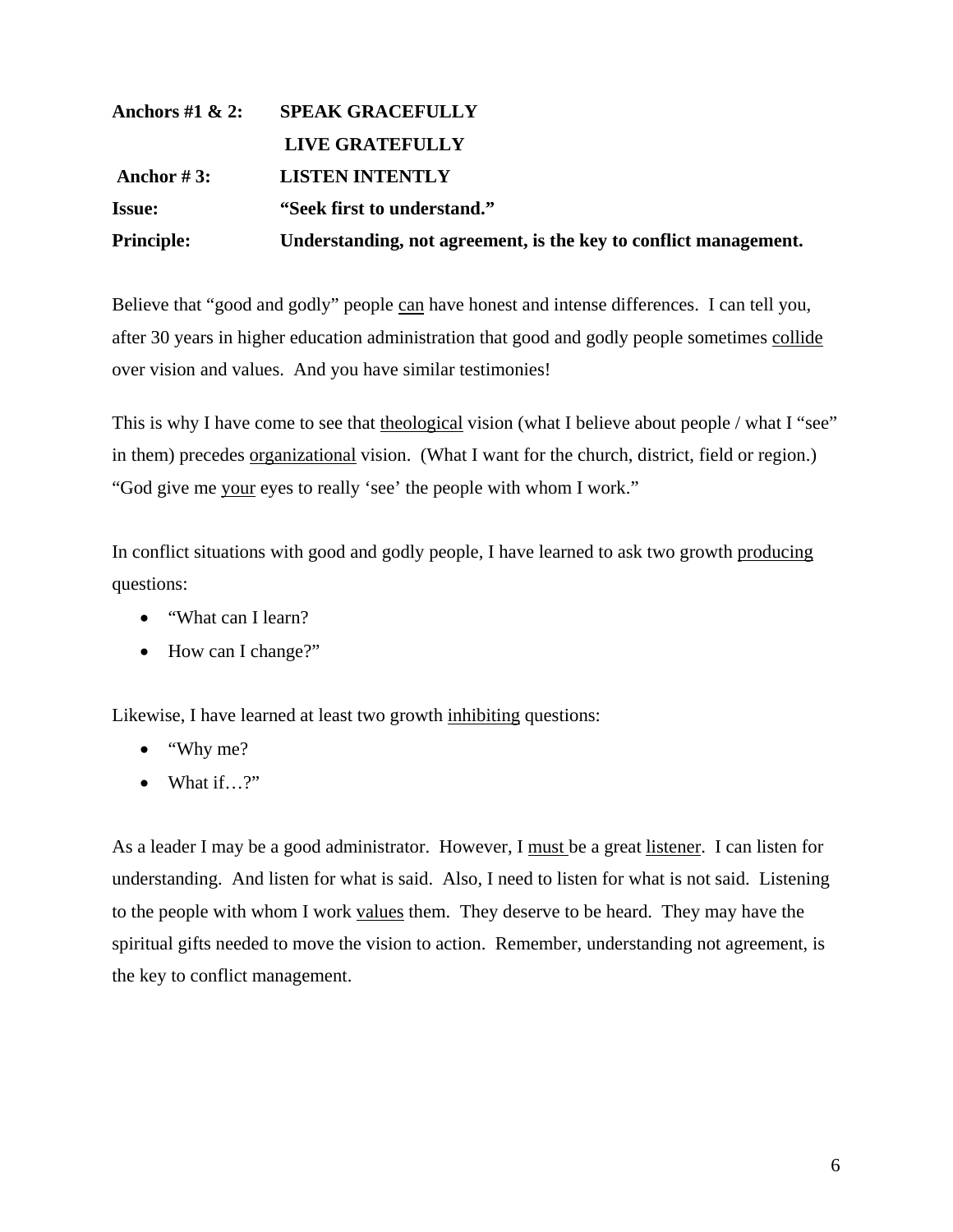| | |
|---|---|
| **Anchors #1 & 2:** | **SPEAK GRACEFULLY** |
| | **LIVE GRATEFULLY** |
| **Anchor # 3:** | **LISTEN INTENTLY** |
| **Issue:** | **"Seek first to understand."** |
| **Principle:** | **Understanding, not agreement, is the key to conflict management.** |

Believe that "good and godly" people <u>can</u> have honest and intense differences. I can tell you, after 30 years in higher education administration that good and godly people sometimes <u>collide</u> over vision and values. And you have similar testimonies!

This is why I have come to see that <u>theological</u> vision (what I believe about people / what I "see" in them) precedes <u>organizational</u> vision. (What I want for the church, district, field or region.) "God give me <u>your</u> eyes to really 'see' the people with whom I work."

In conflict situations with good and godly people, I have learned to ask two growth <u>producing</u> questions:

- "What can I learn?
- How can I change?"

Likewise, I have learned at least two growth <u>inhibiting</u> questions:

- "Why me?
- What if…?"

As a leader I may be a good administrator. However, I <u>must</u> be a great <u>listener</u>. I can listen for understanding. And listen for what is said. Also, I need to listen for what is not said. Listening to the people with whom I work <u>values</u> them. They deserve to be heard. They may have the spiritual gifts needed to move the vision to action. Remember, understanding not agreement, is the key to conflict management.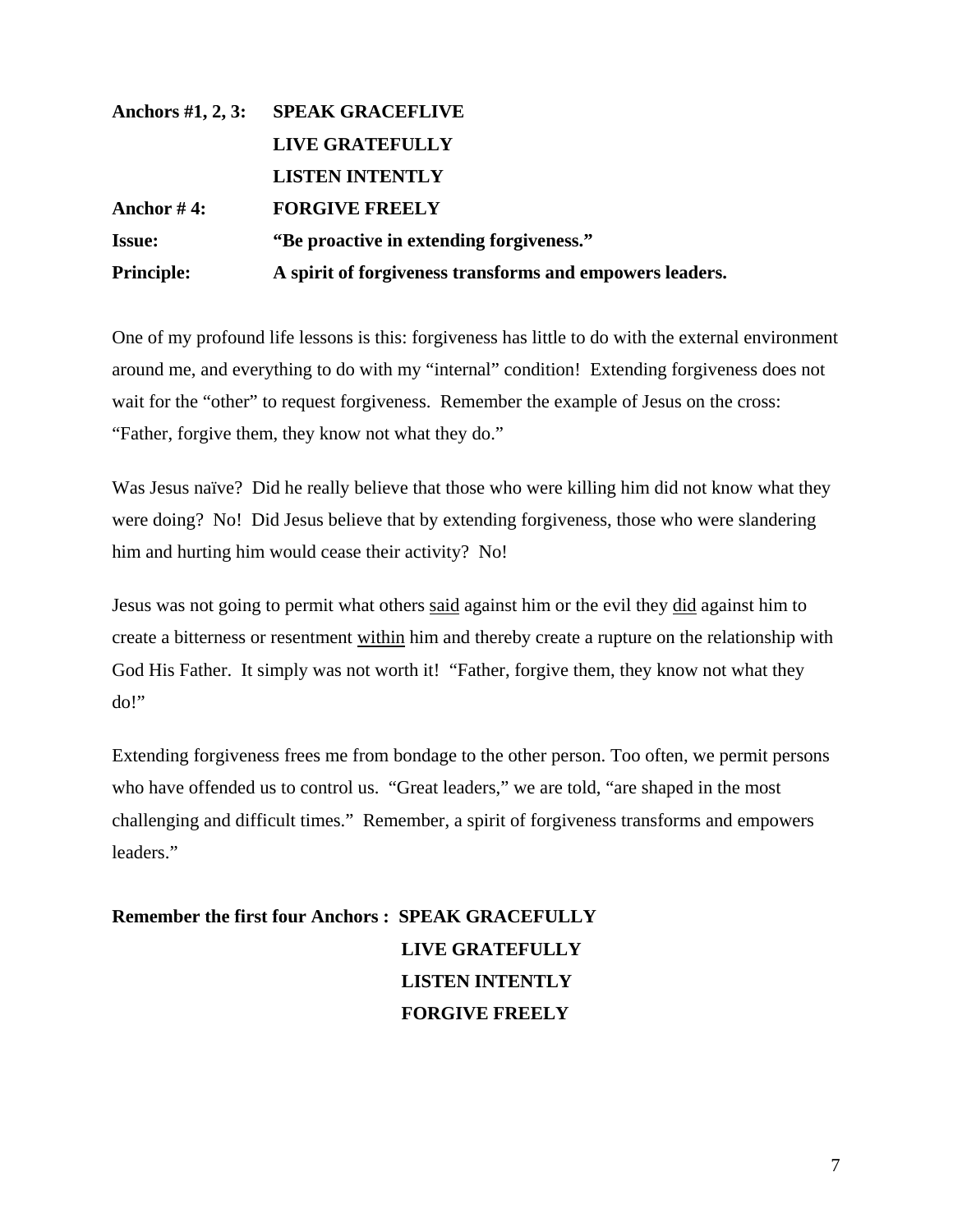| | |
|---|---|
| **Anchors #1, 2, 3:** | **SPEAK GRACEFLIVE** |
| | **LIVE GRATEFULLY** |
| | **LISTEN INTENTLY** |
| **Anchor # 4:** | **FORGIVE FREELY** |
| **Issue:** | **"Be proactive in extending forgiveness."** |
| **Principle:** | **A spirit of forgiveness transforms and empowers leaders.** |

One of my profound life lessons is this: forgiveness has little to do with the external environment around me, and everything to do with my "internal" condition! Extending forgiveness does not wait for the "other" to request forgiveness. Remember the example of Jesus on the cross: "Father, forgive them, they know not what they do."

Was Jesus naïve? Did he really believe that those who were killing him did not know what they were doing? No! Did Jesus believe that by extending forgiveness, those who were slandering him and hurting him would cease their activity? No!

Jesus was not going to permit what others <u>said</u> against him or the evil they <u>did</u> against him to create a bitterness or resentment <u>within</u> him and thereby create a rupture on the relationship with God His Father. It simply was not worth it! "Father, forgive them, they know not what they do!"

Extending forgiveness frees me from bondage to the other person. Too often, we permit persons who have offended us to control us. "Great leaders," we are told, "are shaped in the most challenging and difficult times." Remember, a spirit of forgiveness transforms and empowers leaders."

**Remember the first four Anchors : SPEAK GRACEFULLY**
**LIVE GRATEFULLY**
**LISTEN INTENTLY**
**FORGIVE FREELY**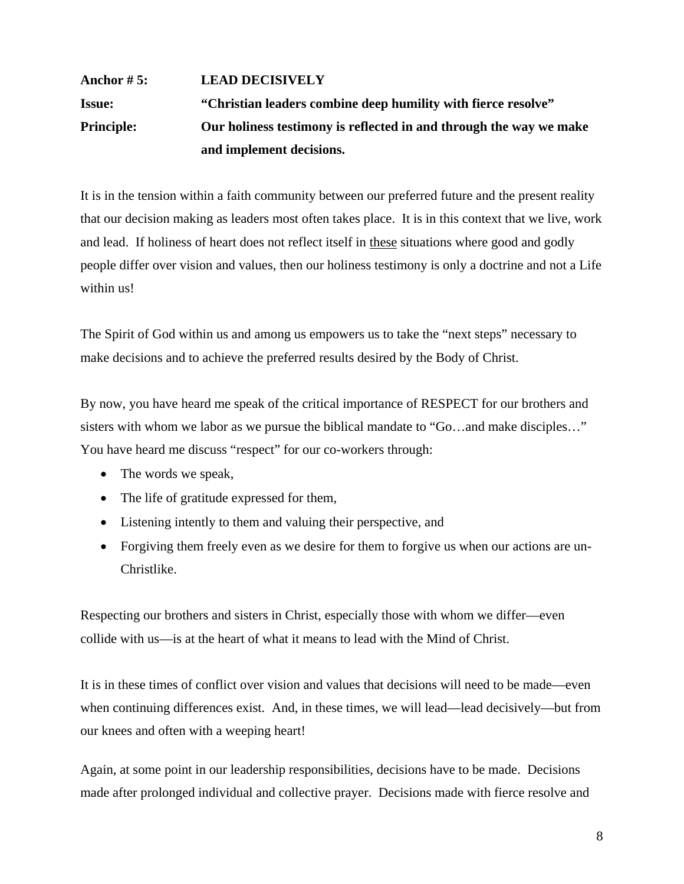**Anchor # 5:** **LEAD DECISIVELY**

**Issue:** **"Christian leaders combine deep humility with fierce resolve"**

**Principle:** **Our holiness testimony is reflected in and through the way we make and implement decisions.**

It is in the tension within a faith community between our preferred future and the present reality that our decision making as leaders most often takes place. It is in this context that we live, work and lead. If holiness of heart does not reflect itself in <u>these</u> situations where good and godly people differ over vision and values, then our holiness testimony is only a doctrine and not a Life within us!

The Spirit of God within us and among us empowers us to take the "next steps" necessary to make decisions and to achieve the preferred results desired by the Body of Christ.

By now, you have heard me speak of the critical importance of RESPECT for our brothers and sisters with whom we labor as we pursue the biblical mandate to "Go…and make disciples…" You have heard me discuss "respect" for our co-workers through:

- The words we speak,
- The life of gratitude expressed for them,
- Listening intently to them and valuing their perspective, and
- Forgiving them freely even as we desire for them to forgive us when our actions are un-Christlike.

Respecting our brothers and sisters in Christ, especially those with whom we differ—even collide with us—is at the heart of what it means to lead with the Mind of Christ.

It is in these times of conflict over vision and values that decisions will need to be made—even when continuing differences exist. And, in these times, we will lead—lead decisively—but from our knees and often with a weeping heart!

Again, at some point in our leadership responsibilities, decisions have to be made. Decisions made after prolonged individual and collective prayer. Decisions made with fierce resolve and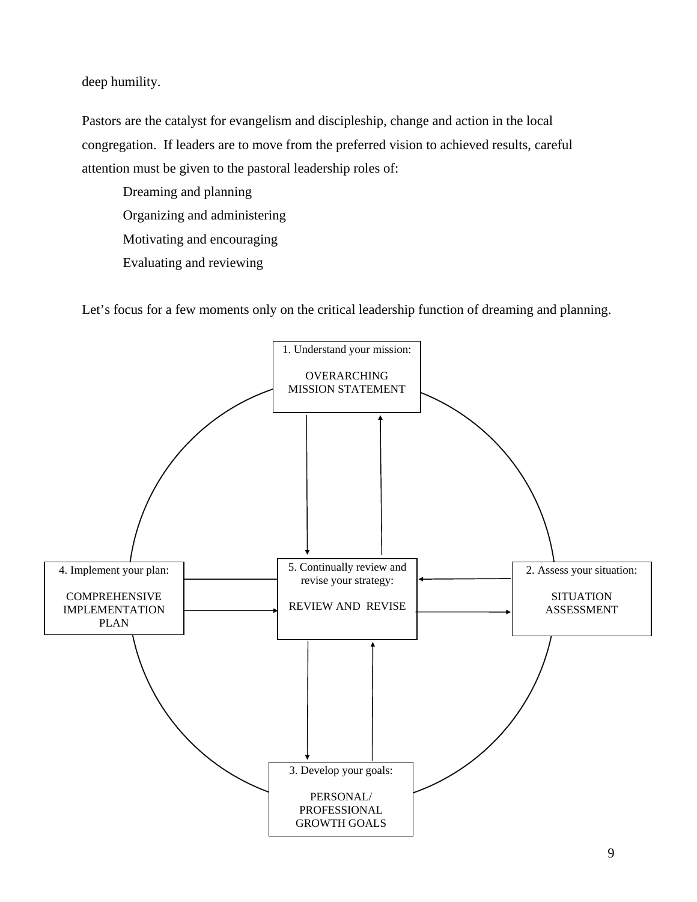deep humility.

Pastors are the catalyst for evangelism and discipleship, change and action in the local congregation. If leaders are to move from the preferred vision to achieved results, careful attention must be given to the pastoral leadership roles of:

Dreaming and planning
Organizing and administering
Motivating and encouraging
Evaluating and reviewing

Let's focus for a few moments only on the critical leadership function of dreaming and planning.

1. Understand your mission:

OVERARCHING MISSION STATEMENT

2. Assess your situation:

SITUATION ASSESSMENT

3. Develop your goals:

PERSONAL/ PROFESSIONAL GROWTH GOALS

4. Implement your plan:

COMPREHENSIVE IMPLEMENTATION PLAN

5. Continually review and revise your strategy:

REVIEW AND REVISE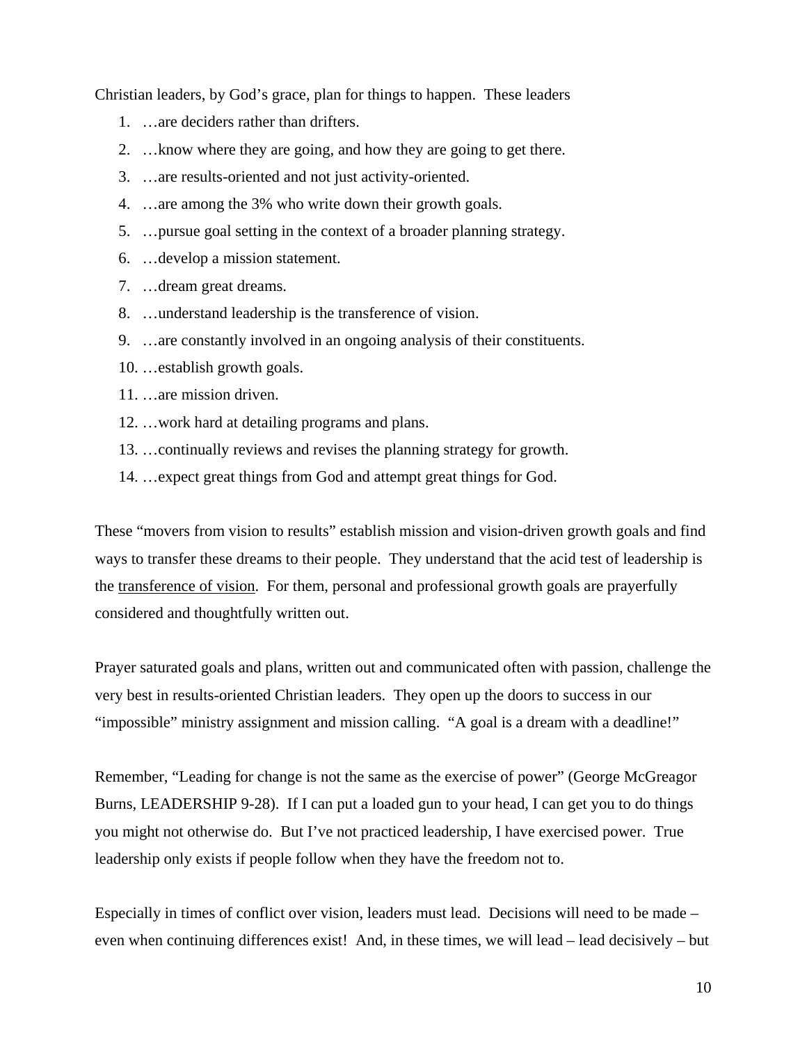Christian leaders, by God's grace, plan for things to happen. These leaders

1. …are deciders rather than drifters.
2. …know where they are going, and how they are going to get there.
3. …are results-oriented and not just activity-oriented.
4. …are among the 3% who write down their growth goals.
5. …pursue goal setting in the context of a broader planning strategy.
6. …develop a mission statement.
7. …dream great dreams.
8. …understand leadership is the transference of vision.
9. …are constantly involved in an ongoing analysis of their constituents.
10. …establish growth goals.
11. …are mission driven.
12. …work hard at detailing programs and plans.
13. …continually reviews and revises the planning strategy for growth.
14. …expect great things from God and attempt great things for God.

These "movers from vision to results" establish mission and vision-driven growth goals and find ways to transfer these dreams to their people. They understand that the acid test of leadership is the <u>transference of vision</u>. For them, personal and professional growth goals are prayerfully considered and thoughtfully written out.

Prayer saturated goals and plans, written out and communicated often with passion, challenge the very best in results-oriented Christian leaders. They open up the doors to success in our "impossible" ministry assignment and mission calling. "A goal is a dream with a deadline!"

Remember, "Leading for change is not the same as the exercise of power" (George McGreagor Burns, LEADERSHIP 9-28). If I can put a loaded gun to your head, I can get you to do things you might not otherwise do. But I've not practiced leadership, I have exercised power. True leadership only exists if people follow when they have the freedom not to.

Especially in times of conflict over vision, leaders must lead. Decisions will need to be made – even when continuing differences exist! And, in these times, we will lead – lead decisively – but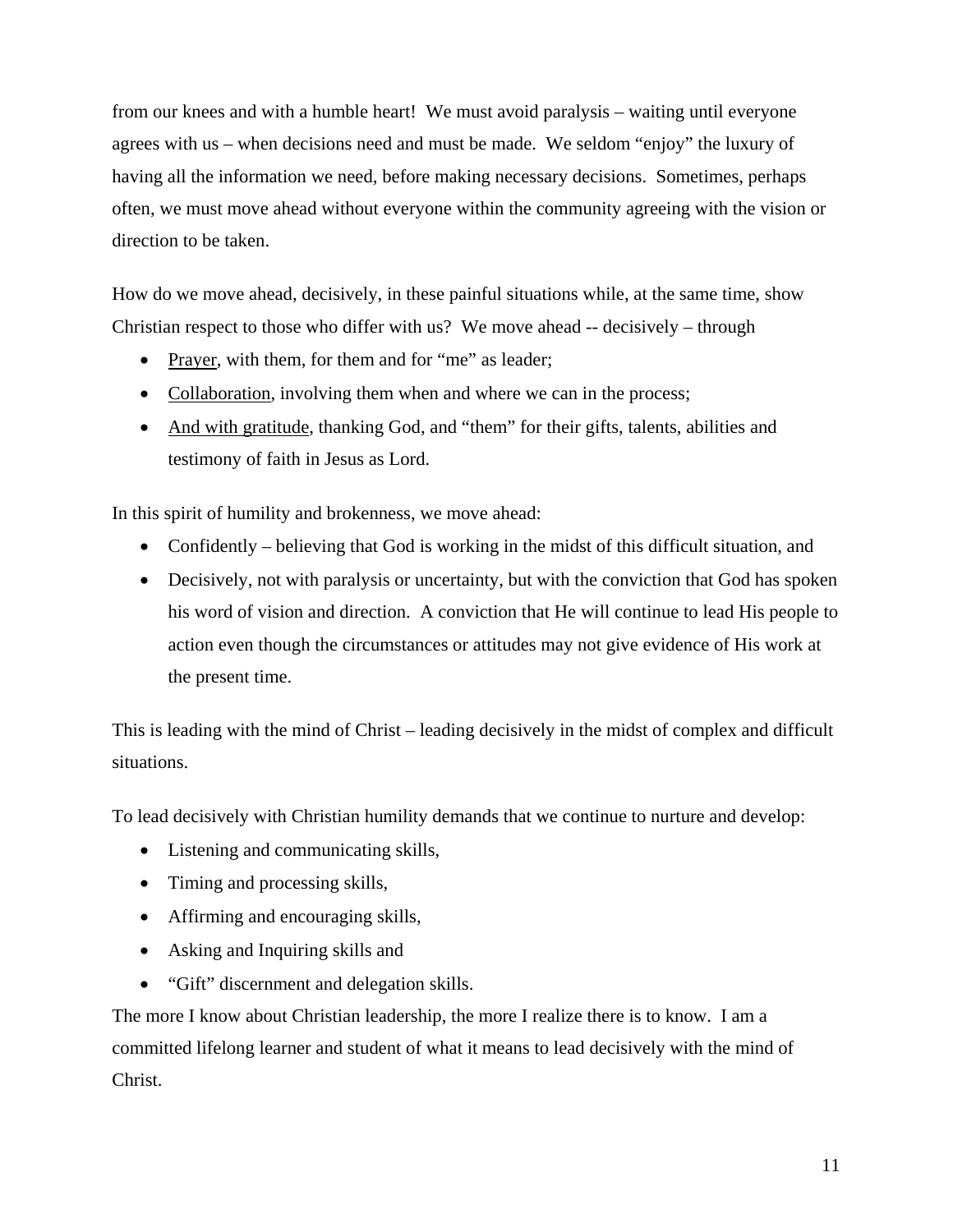from our knees and with a humble heart! We must avoid paralysis – waiting until everyone agrees with us – when decisions need and must be made. We seldom "enjoy" the luxury of having all the information we need, before making necessary decisions. Sometimes, perhaps often, we must move ahead without everyone within the community agreeing with the vision or direction to be taken.

How do we move ahead, decisively, in these painful situations while, at the same time, show Christian respect to those who differ with us? We move ahead -- decisively – through

- <u>Prayer</u>, with them, for them and for "me" as leader;
- <u>Collaboration</u>, involving them when and where we can in the process;
- <u>And with gratitude</u>, thanking God, and "them" for their gifts, talents, abilities and testimony of faith in Jesus as Lord.

In this spirit of humility and brokenness, we move ahead:

- Confidently – believing that God is working in the midst of this difficult situation, and
- Decisively, not with paralysis or uncertainty, but with the conviction that God has spoken his word of vision and direction. A conviction that He will continue to lead His people to action even though the circumstances or attitudes may not give evidence of His work at the present time.

This is leading with the mind of Christ – leading decisively in the midst of complex and difficult situations.

To lead decisively with Christian humility demands that we continue to nurture and develop:

- Listening and communicating skills,
- Timing and processing skills,
- Affirming and encouraging skills,
- Asking and Inquiring skills and
- "Gift" discernment and delegation skills.

The more I know about Christian leadership, the more I realize there is to know. I am a committed lifelong learner and student of what it means to lead decisively with the mind of Christ.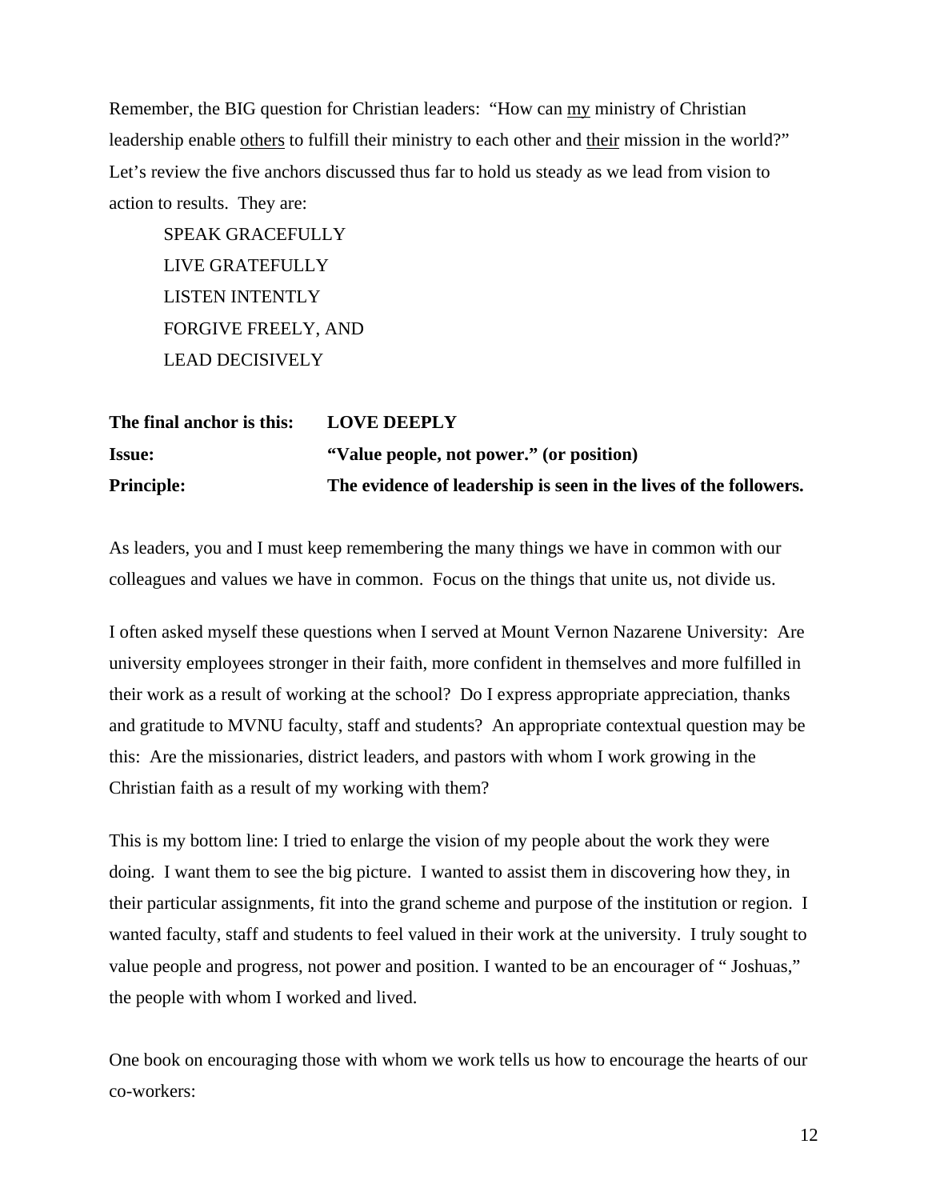Remember, the BIG question for Christian leaders: "How can my ministry of Christian leadership enable others to fulfill their ministry to each other and their mission in the world?" Let's review the five anchors discussed thus far to hold us steady as we lead from vision to action to results. They are:

SPEAK GRACEFULLY
LIVE GRATEFULLY
LISTEN INTENTLY
FORGIVE FREELY, AND
LEAD DECISIVELY

**The final anchor is this:** **LOVE DEEPLY**
**Issue:** **"Value people, not power." (or position)**
**Principle:** **The evidence of leadership is seen in the lives of the followers.**

As leaders, you and I must keep remembering the many things we have in common with our colleagues and values we have in common. Focus on the things that unite us, not divide us.

I often asked myself these questions when I served at Mount Vernon Nazarene University: Are university employees stronger in their faith, more confident in themselves and more fulfilled in their work as a result of working at the school? Do I express appropriate appreciation, thanks and gratitude to MVNU faculty, staff and students? An appropriate contextual question may be this: Are the missionaries, district leaders, and pastors with whom I work growing in the Christian faith as a result of my working with them?

This is my bottom line: I tried to enlarge the vision of my people about the work they were doing. I want them to see the big picture. I wanted to assist them in discovering how they, in their particular assignments, fit into the grand scheme and purpose of the institution or region. I wanted faculty, staff and students to feel valued in their work at the university. I truly sought to value people and progress, not power and position. I wanted to be an encourager of " Joshuas," the people with whom I worked and lived.

One book on encouraging those with whom we work tells us how to encourage the hearts of our co-workers: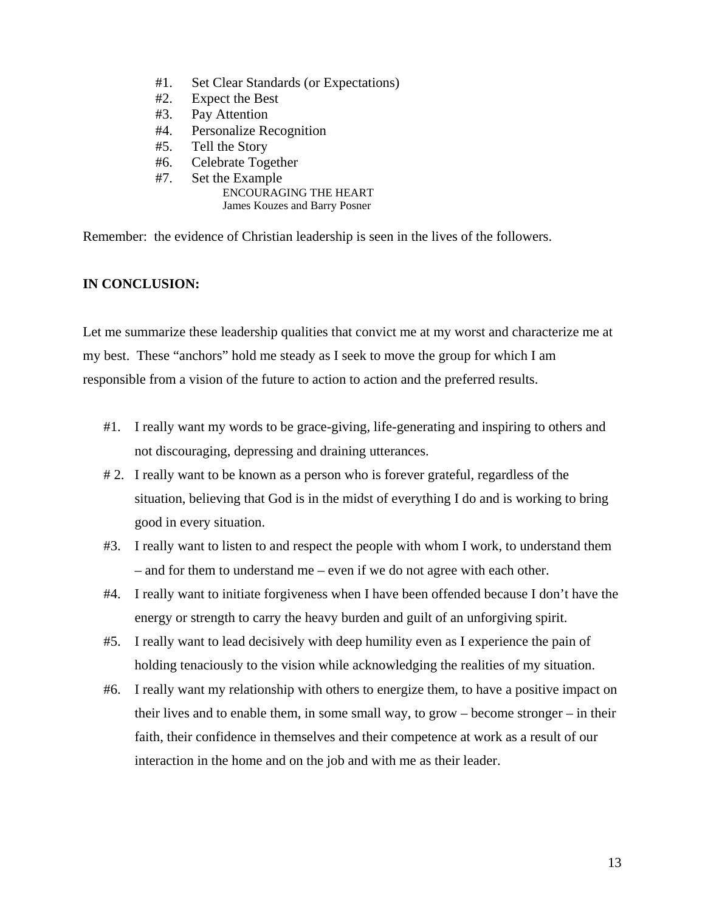#1. Set Clear Standards (or Expectations)
#2. Expect the Best
#3. Pay Attention
#4. Personalize Recognition
#5. Tell the Story
#6. Celebrate Together
#7. Set the Example

ENCOURAGING THE HEART
James Kouzes and Barry Posner

Remember: the evidence of Christian leadership is seen in the lives of the followers.

**IN CONCLUSION:**

Let me summarize these leadership qualities that convict me at my worst and characterize me at my best. These "anchors" hold me steady as I seek to move the group for which I am responsible from a vision of the future to action to action and the preferred results.

#1. I really want my words to be grace-giving, life-generating and inspiring to others and not discouraging, depressing and draining utterances.

# 2. I really want to be known as a person who is forever grateful, regardless of the situation, believing that God is in the midst of everything I do and is working to bring good in every situation.

#3. I really want to listen to and respect the people with whom I work, to understand them – and for them to understand me – even if we do not agree with each other.

#4. I really want to initiate forgiveness when I have been offended because I don't have the energy or strength to carry the heavy burden and guilt of an unforgiving spirit.

#5. I really want to lead decisively with deep humility even as I experience the pain of holding tenaciously to the vision while acknowledging the realities of my situation.

#6. I really want my relationship with others to energize them, to have a positive impact on their lives and to enable them, in some small way, to grow – become stronger – in their faith, their confidence in themselves and their competence at work as a result of our interaction in the home and on the job and with me as their leader.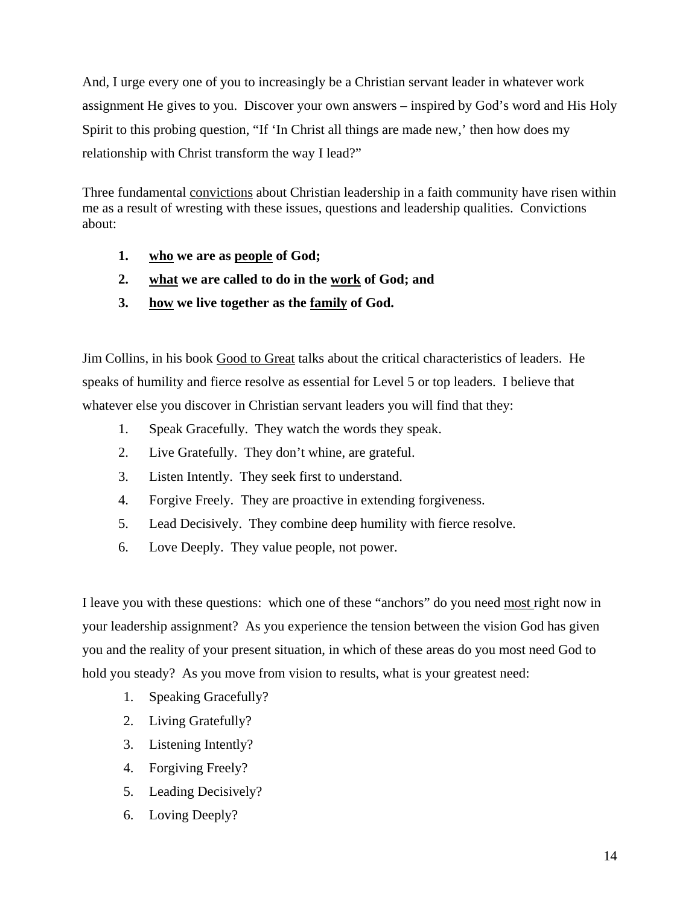And, I urge every one of you to increasingly be a Christian servant leader in whatever work assignment He gives to you. Discover your own answers – inspired by God's word and His Holy Spirit to this probing question, "If 'In Christ all things are made new,' then how does my relationship with Christ transform the way I lead?"

Three fundamental <u>convictions</u> about Christian leadership in a faith community have risen within me as a result of wresting with these issues, questions and leadership qualities. Convictions about:

1. **<u>who</u> we are as <u>people</u> of God;**
2. **<u>what</u> we are called to do in the <u>work</u> of God; and**
3. **<u>how</u> we live together as the <u>family</u> of God.**

Jim Collins, in his book <u>Good to Great</u> talks about the critical characteristics of leaders. He speaks of humility and fierce resolve as essential for Level 5 or top leaders. I believe that whatever else you discover in Christian servant leaders you will find that they:

1. Speak Gracefully. They watch the words they speak.
2. Live Gratefully. They don't whine, are grateful.
3. Listen Intently. They seek first to understand.
4. Forgive Freely. They are proactive in extending forgiveness.
5. Lead Decisively. They combine deep humility with fierce resolve.
6. Love Deeply. They value people, not power.

I leave you with these questions: which one of these "anchors" do you need <u>most</u> right now in your leadership assignment? As you experience the tension between the vision God has given you and the reality of your present situation, in which of these areas do you most need God to hold you steady? As you move from vision to results, what is your greatest need:

1. Speaking Gracefully?
2. Living Gratefully?
3. Listening Intently?
4. Forgiving Freely?
5. Leading Decisively?
6. Loving Deeply?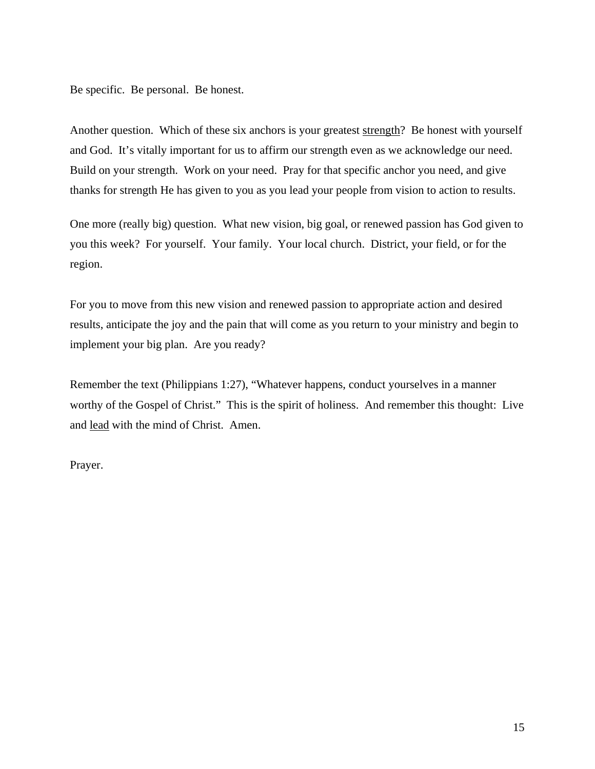Be specific.  Be personal.  Be honest.

Another question.  Which of these six anchors is your greatest <u>strength</u>?  Be honest with yourself and God.  It's vitally important for us to affirm our strength even as we acknowledge our need.  Build on your strength.  Work on your need.  Pray for that specific anchor you need, and give thanks for strength He has given to you as you lead your people from vision to action to results.

One more (really big) question.  What new vision, big goal, or renewed passion has God given to you this week?  For yourself.  Your family.  Your local church.  District, your field, or for the region.

For you to move from this new vision and renewed passion to appropriate action and desired results, anticipate the joy and the pain that will come as you return to your ministry and begin to implement your big plan.  Are you ready?

Remember the text (Philippians 1:27), "Whatever happens, conduct yourselves in a manner worthy of the Gospel of Christ."  This is the spirit of holiness.  And remember this thought:  Live and <u>lead</u> with the mind of Christ.  Amen.

Prayer.